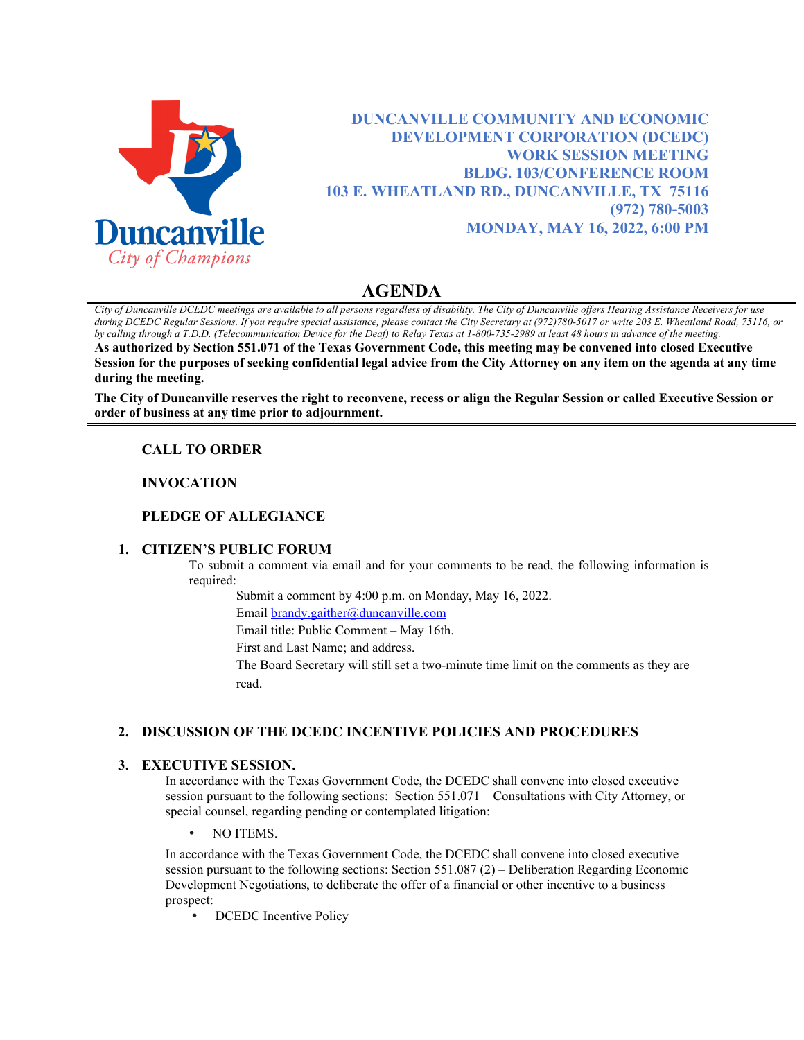Duncanville
City of Champions

# DUNCANVILLE COMMUNITY AND ECONOMIC DEVELOPMENT CORPORATION (DCEDC)
## WORK SESSION MEETING
## BLDG. 103/CONFERENCE ROOM
## 103 E. WHEATLAND RD., DUNCANVILLE, TX 75116
## (972) 780-5003
## MONDAY, MAY 16, 2022, 6:00 PM

# AGENDA

*City of Duncanville DCEDC meetings are available to all persons regardless of disability. The City of Duncanville offers Hearing Assistance Receivers for use during DCEDC Regular Sessions. If you require special assistance, please contact the City Secretary at (972)780-5017 or write 203 E. Wheatland Road, 75116, or by calling through a T.D.D. (Telecommunication Device for the Deaf) to Relay Texas at 1-800-735-2989 at least 48 hours in advance of the meeting.*

**As authorized by Section 551.071 of the Texas Government Code, this meeting may be convened into closed Executive Session for the purposes of seeking confidential legal advice from the City Attorney on any item on the agenda at any time during the meeting.**

**The City of Duncanville reserves the right to reconvene, recess or align the Regular Session or called Executive Session or order of business at any time prior to adjournment.**

---

**CALL TO ORDER**

**INVOCATION**

**PLEDGE OF ALLEGIANCE**

1. **CITIZEN'S PUBLIC FORUM**

   To submit a comment via email and for your comments to be read, the following information is required:

   Submit a comment by 4:00 p.m. on Monday, May 16, 2022.

   Email brandy.gaither@duncanville.com

   Email title: Public Comment – May 16th.

   First and Last Name; and address.

   The Board Secretary will still set a two-minute time limit on the comments as they are read.

2. **DISCUSSION OF THE DCEDC INCENTIVE POLICIES AND PROCEDURES**

3. **EXECUTIVE SESSION.**

   In accordance with the Texas Government Code, the DCEDC shall convene into closed executive session pursuant to the following sections: Section 551.071 – Consultations with City Attorney, or special counsel, regarding pending or contemplated litigation:

   - NO ITEMS.

   In accordance with the Texas Government Code, the DCEDC shall convene into closed executive session pursuant to the following sections: Section 551.087 (2) – Deliberation Regarding Economic Development Negotiations, to deliberate the offer of a financial or other incentive to a business prospect:

   - DCEDC Incentive Policy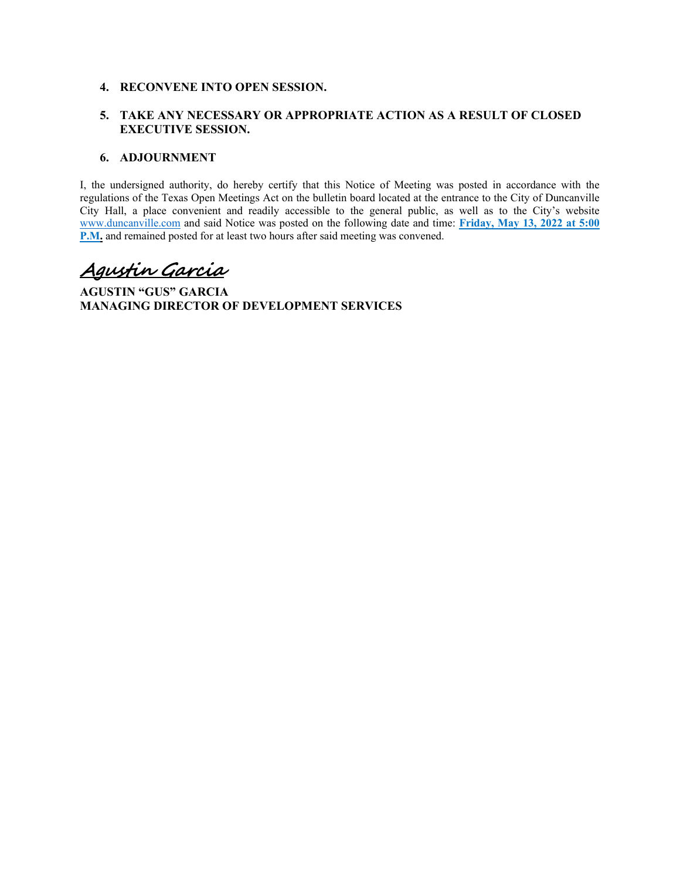4. **RECONVENE INTO OPEN SESSION.**

5. **TAKE ANY NECESSARY OR APPROPRIATE ACTION AS A RESULT OF CLOSED EXECUTIVE SESSION.**

6. **ADJOURNMENT**

I, the undersigned authority, do hereby certify that this Notice of Meeting was posted in accordance with the regulations of the Texas Open Meetings Act on the bulletin board located at the entrance to the City of Duncanville City Hall, a place convenient and readily accessible to the general public, as well as to the City's website www.duncanville.com and said Notice was posted on the following date and time: **Friday, May 13, 2022 at 5:00 P.M.** and remained posted for at least two hours after said meeting was convened.

*Agustin Garcia*

**AGUSTIN "GUS" GARCIA**
**MANAGING DIRECTOR OF DEVELOPMENT SERVICES**